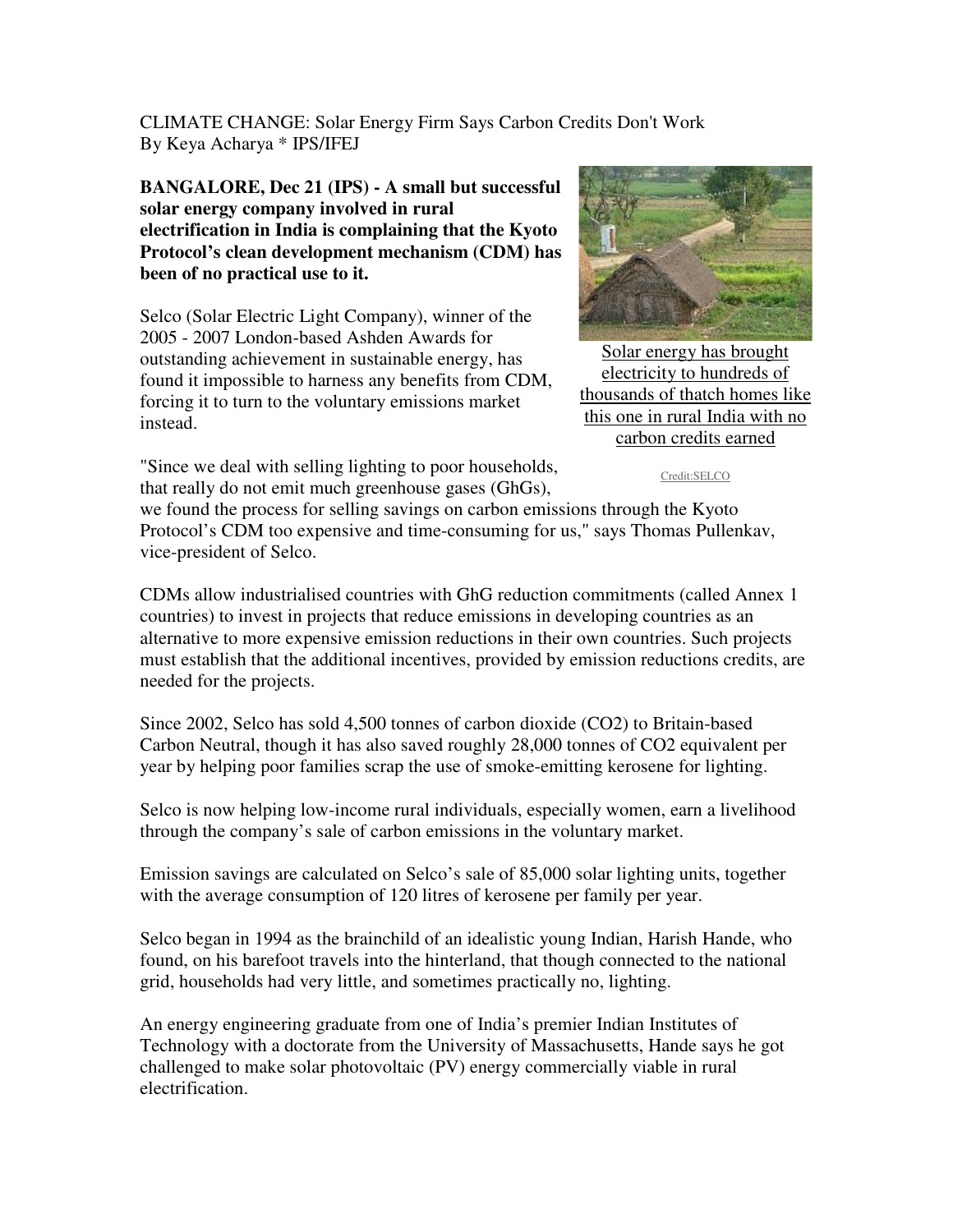CLIMATE CHANGE: Solar Energy Firm Says Carbon Credits Don't Work
By Keya Acharya * IPS/IFEJ

**BANGALORE, Dec 21 (IPS) - A small but successful solar energy company involved in rural electrification in India is complaining that the Kyoto Protocol's clean development mechanism (CDM) has been of no practical use to it.**

Solar energy has brought electricity to hundreds of thousands of thatch homes like this one in rural India with no carbon credits earned

Credit:SELCO

Selco (Solar Electric Light Company), winner of the 2005 - 2007 London-based Ashden Awards for outstanding achievement in sustainable energy, has found it impossible to harness any benefits from CDM, forcing it to turn to the voluntary emissions market instead.

"Since we deal with selling lighting to poor households, that really do not emit much greenhouse gases (GhGs), we found the process for selling savings on carbon emissions through the Kyoto Protocol's CDM too expensive and time-consuming for us," says Thomas Pullenkav, vice-president of Selco.

CDMs allow industrialised countries with GhG reduction commitments (called Annex 1 countries) to invest in projects that reduce emissions in developing countries as an alternative to more expensive emission reductions in their own countries. Such projects must establish that the additional incentives, provided by emission reductions credits, are needed for the projects.

Since 2002, Selco has sold 4,500 tonnes of carbon dioxide ($CO_2$) to Britain-based Carbon Neutral, though it has also saved roughly 28,000 tonnes of $CO_2$ equivalent per year by helping poor families scrap the use of smoke-emitting kerosene for lighting.

Selco is now helping low-income rural individuals, especially women, earn a livelihood through the company's sale of carbon emissions in the voluntary market.

Emission savings are calculated on Selco's sale of 85,000 solar lighting units, together with the average consumption of 120 litres of kerosene per family per year.

Selco began in 1994 as the brainchild of an idealistic young Indian, Harish Hande, who found, on his barefoot travels into the hinterland, that though connected to the national grid, households had very little, and sometimes practically no, lighting.

An energy engineering graduate from one of India's premier Indian Institutes of Technology with a doctorate from the University of Massachusetts, Hande says he got challenged to make solar photovoltaic (PV) energy commercially viable in rural electrification.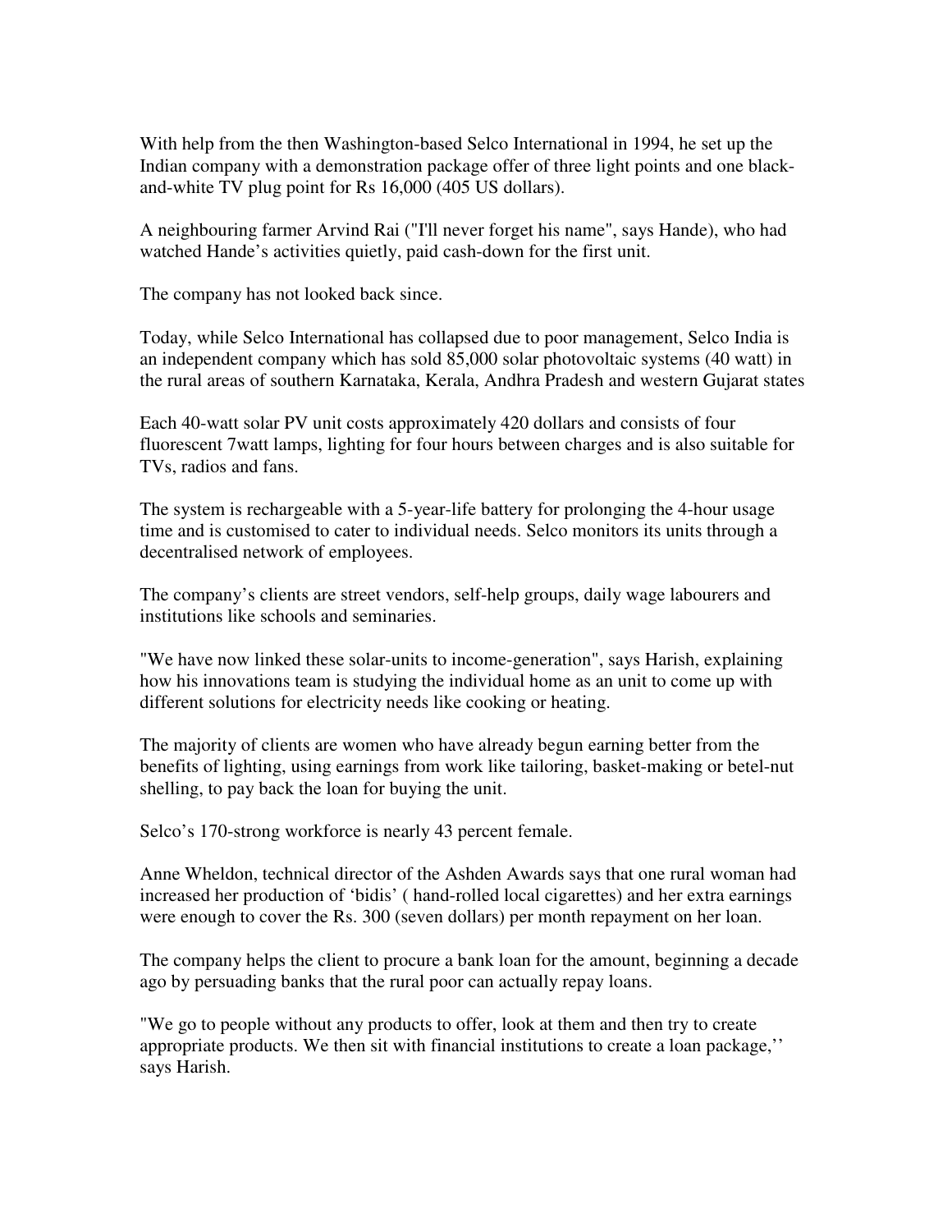With help from the then Washington-based Selco International in 1994, he set up the Indian company with a demonstration package offer of three light points and one black-and-white TV plug point for Rs 16,000 (405 US dollars).

A neighbouring farmer Arvind Rai ("I'll never forget his name", says Hande), who had watched Hande's activities quietly, paid cash-down for the first unit.

The company has not looked back since.

Today, while Selco International has collapsed due to poor management, Selco India is an independent company which has sold 85,000 solar photovoltaic systems (40 watt) in the rural areas of southern Karnataka, Kerala, Andhra Pradesh and western Gujarat states

Each 40-watt solar PV unit costs approximately 420 dollars and consists of four fluorescent 7watt lamps, lighting for four hours between charges and is also suitable for TVs, radios and fans.

The system is rechargeable with a 5-year-life battery for prolonging the 4-hour usage time and is customised to cater to individual needs. Selco monitors its units through a decentralised network of employees.

The company's clients are street vendors, self-help groups, daily wage labourers and institutions like schools and seminaries.

"We have now linked these solar-units to income-generation", says Harish, explaining how his innovations team is studying the individual home as an unit to come up with different solutions for electricity needs like cooking or heating.

The majority of clients are women who have already begun earning better from the benefits of lighting, using earnings from work like tailoring, basket-making or betel-nut shelling, to pay back the loan for buying the unit.

Selco's 170-strong workforce is nearly 43 percent female.

Anne Wheldon, technical director of the Ashden Awards says that one rural woman had increased her production of 'bidis' ( hand-rolled local cigarettes) and her extra earnings were enough to cover the Rs. 300 (seven dollars) per month repayment on her loan.

The company helps the client to procure a bank loan for the amount, beginning a decade ago by persuading banks that the rural poor can actually repay loans.

"We go to people without any products to offer, look at them and then try to create appropriate products. We then sit with financial institutions to create a loan package,'' says Harish.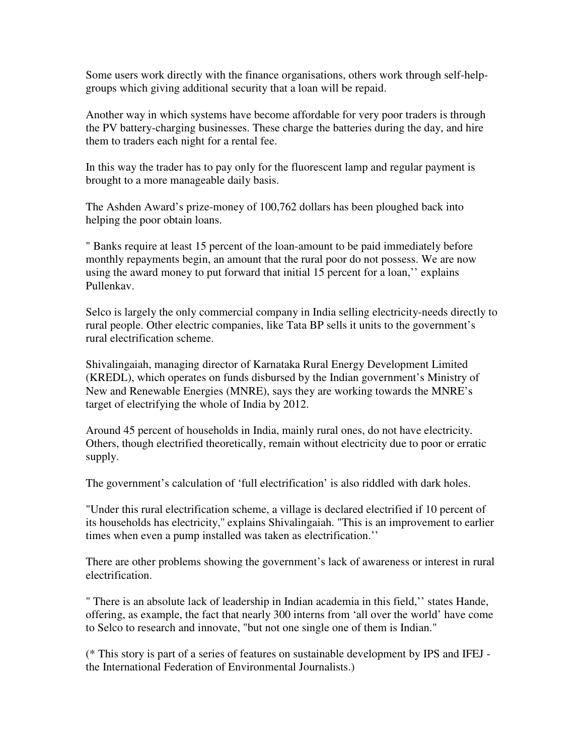Some users work directly with the finance organisations, others work through self-help-groups which giving additional security that a loan will be repaid.

Another way in which systems have become affordable for very poor traders is through the PV battery-charging businesses. These charge the batteries during the day, and hire them to traders each night for a rental fee.

In this way the trader has to pay only for the fluorescent lamp and regular payment is brought to a more manageable daily basis.

The Ashden Award's prize-money of 100,762 dollars has been ploughed back into helping the poor obtain loans.

" Banks require at least 15 percent of the loan-amount to be paid immediately before monthly repayments begin, an amount that the rural poor do not possess. We are now using the award money to put forward that initial 15 percent for a loan,'' explains Pullenkav.

Selco is largely the only commercial company in India selling electricity-needs directly to rural people. Other electric companies, like Tata BP sells it units to the government's rural electrification scheme.

Shivalingaiah, managing director of Karnataka Rural Energy Development Limited (KREDL), which operates on funds disbursed by the Indian government's Ministry of New and Renewable Energies (MNRE), says they are working towards the MNRE's target of electrifying the whole of India by 2012.

Around 45 percent of households in India, mainly rural ones, do not have electricity. Others, though electrified theoretically, remain without electricity due to poor or erratic supply.

The government's calculation of 'full electrification' is also riddled with dark holes.

"Under this rural electrification scheme, a village is declared electrified if 10 percent of its households has electricity," explains Shivalingaiah. "This is an improvement to earlier times when even a pump installed was taken as electrification.''

There are other problems showing the government's lack of awareness or interest in rural electrification.

" There is an absolute lack of leadership in Indian academia in this field,'' states Hande, offering, as example, the fact that nearly 300 interns from 'all over the world' have come to Selco to research and innovate, "but not one single one of them is Indian."

(* This story is part of a series of features on sustainable development by IPS and IFEJ - the International Federation of Environmental Journalists.)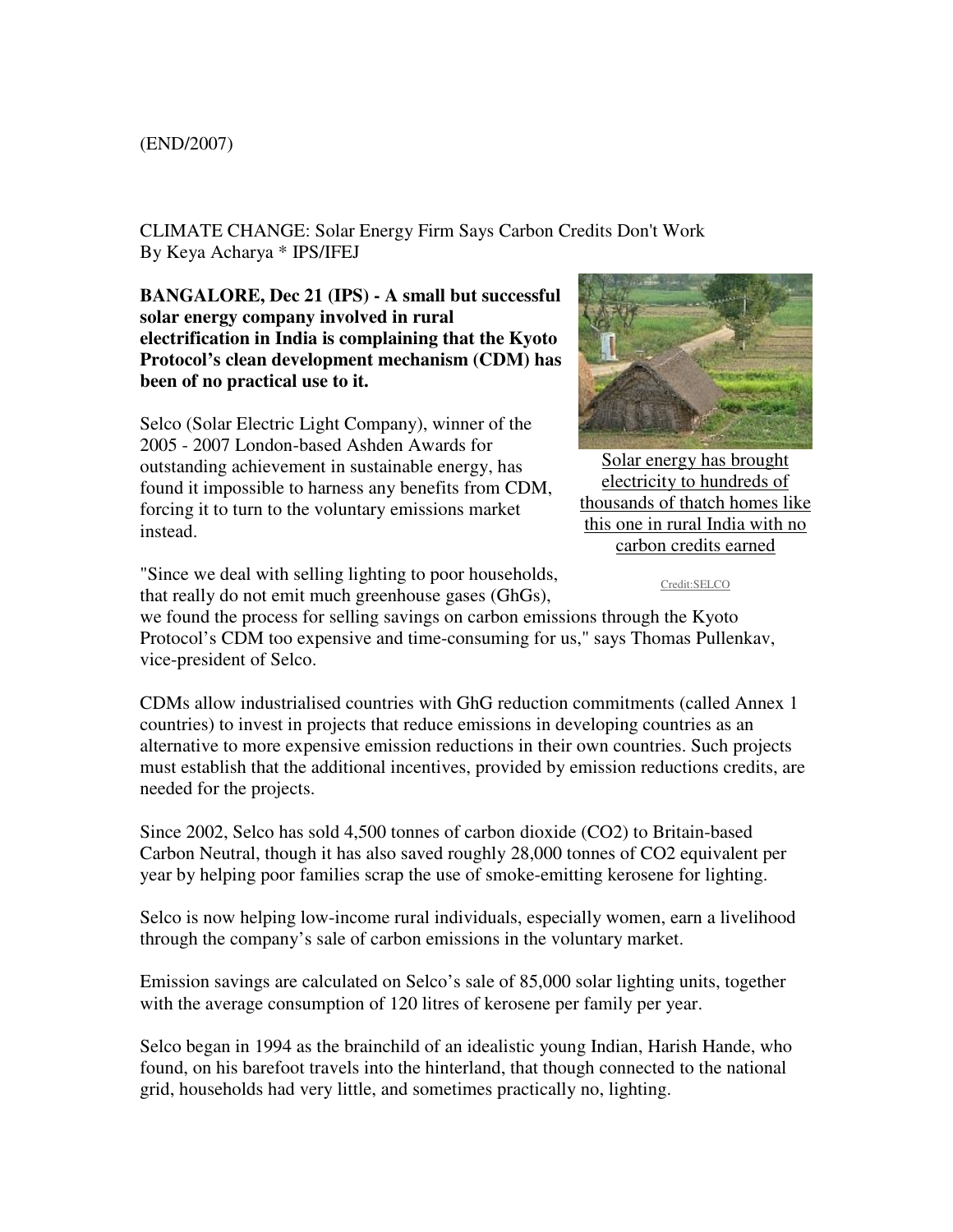(END/2007)

CLIMATE CHANGE: Solar Energy Firm Says Carbon Credits Don't Work
By Keya Acharya * IPS/IFEJ

**BANGALORE, Dec 21 (IPS) - A small but successful solar energy company involved in rural electrification in India is complaining that the Kyoto Protocol's clean development mechanism (CDM) has been of no practical use to it.**

Solar energy has brought electricity to hundreds of thousands of thatch homes like this one in rural India with no carbon credits earned

Credit:SELCO

Selco (Solar Electric Light Company), winner of the 2005 - 2007 London-based Ashden Awards for outstanding achievement in sustainable energy, has found it impossible to harness any benefits from CDM, forcing it to turn to the voluntary emissions market instead.

"Since we deal with selling lighting to poor households, that really do not emit much greenhouse gases (GhGs), we found the process for selling savings on carbon emissions through the Kyoto Protocol's CDM too expensive and time-consuming for us," says Thomas Pullenkav, vice-president of Selco.

CDMs allow industrialised countries with GhG reduction commitments (called Annex 1 countries) to invest in projects that reduce emissions in developing countries as an alternative to more expensive emission reductions in their own countries. Such projects must establish that the additional incentives, provided by emission reductions credits, are needed for the projects.

Since 2002, Selco has sold 4,500 tonnes of carbon dioxide ($CO_2$) to Britain-based Carbon Neutral, though it has also saved roughly 28,000 tonnes of $CO_2$ equivalent per year by helping poor families scrap the use of smoke-emitting kerosene for lighting.

Selco is now helping low-income rural individuals, especially women, earn a livelihood through the company's sale of carbon emissions in the voluntary market.

Emission savings are calculated on Selco's sale of 85,000 solar lighting units, together with the average consumption of 120 litres of kerosene per family per year.

Selco began in 1994 as the brainchild of an idealistic young Indian, Harish Hande, who found, on his barefoot travels into the hinterland, that though connected to the national grid, households had very little, and sometimes practically no, lighting.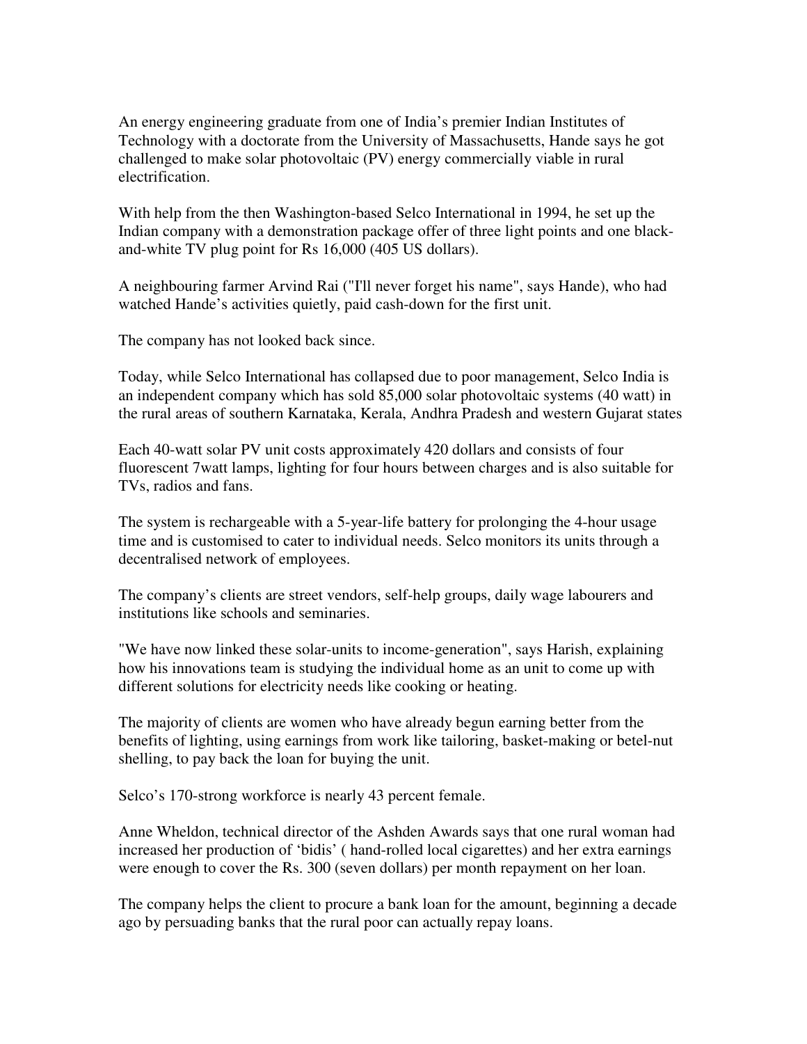An energy engineering graduate from one of India's premier Indian Institutes of Technology with a doctorate from the University of Massachusetts, Hande says he got challenged to make solar photovoltaic (PV) energy commercially viable in rural electrification.

With help from the then Washington-based Selco International in 1994, he set up the Indian company with a demonstration package offer of three light points and one black-and-white TV plug point for Rs 16,000 (405 US dollars).

A neighbouring farmer Arvind Rai ("I'll never forget his name", says Hande), who had watched Hande's activities quietly, paid cash-down for the first unit.

The company has not looked back since.

Today, while Selco International has collapsed due to poor management, Selco India is an independent company which has sold 85,000 solar photovoltaic systems (40 watt) in the rural areas of southern Karnataka, Kerala, Andhra Pradesh and western Gujarat states

Each 40-watt solar PV unit costs approximately 420 dollars and consists of four fluorescent 7watt lamps, lighting for four hours between charges and is also suitable for TVs, radios and fans.

The system is rechargeable with a 5-year-life battery for prolonging the 4-hour usage time and is customised to cater to individual needs. Selco monitors its units through a decentralised network of employees.

The company's clients are street vendors, self-help groups, daily wage labourers and institutions like schools and seminaries.

"We have now linked these solar-units to income-generation", says Harish, explaining how his innovations team is studying the individual home as an unit to come up with different solutions for electricity needs like cooking or heating.

The majority of clients are women who have already begun earning better from the benefits of lighting, using earnings from work like tailoring, basket-making or betel-nut shelling, to pay back the loan for buying the unit.

Selco's 170-strong workforce is nearly 43 percent female.

Anne Wheldon, technical director of the Ashden Awards says that one rural woman had increased her production of 'bidis' ( hand-rolled local cigarettes) and her extra earnings were enough to cover the Rs. 300 (seven dollars) per month repayment on her loan.

The company helps the client to procure a bank loan for the amount, beginning a decade ago by persuading banks that the rural poor can actually repay loans.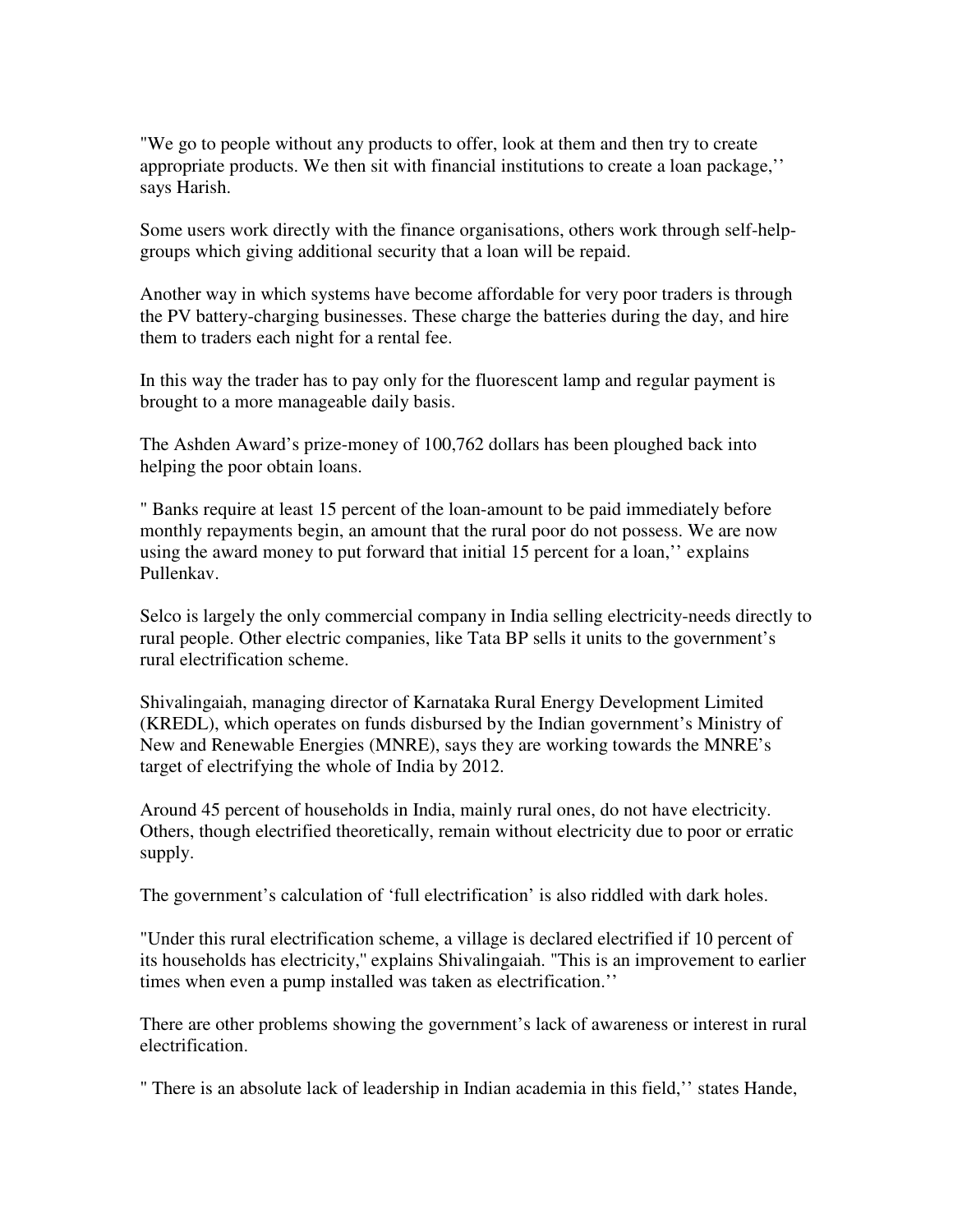"We go to people without any products to offer, look at them and then try to create appropriate products. We then sit with financial institutions to create a loan package,'' says Harish.

Some users work directly with the finance organisations, others work through self-help-groups which giving additional security that a loan will be repaid.

Another way in which systems have become affordable for very poor traders is through the PV battery-charging businesses. These charge the batteries during the day, and hire them to traders each night for a rental fee.

In this way the trader has to pay only for the fluorescent lamp and regular payment is brought to a more manageable daily basis.

The Ashden Award's prize-money of 100,762 dollars has been ploughed back into helping the poor obtain loans.

" Banks require at least 15 percent of the loan-amount to be paid immediately before monthly repayments begin, an amount that the rural poor do not possess. We are now using the award money to put forward that initial 15 percent for a loan,'' explains Pullenkav.

Selco is largely the only commercial company in India selling electricity-needs directly to rural people. Other electric companies, like Tata BP sells it units to the government's rural electrification scheme.

Shivalingaiah, managing director of Karnataka Rural Energy Development Limited (KREDL), which operates on funds disbursed by the Indian government's Ministry of New and Renewable Energies (MNRE), says they are working towards the MNRE's target of electrifying the whole of India by 2012.

Around 45 percent of households in India, mainly rural ones, do not have electricity. Others, though electrified theoretically, remain without electricity due to poor or erratic supply.

The government's calculation of 'full electrification' is also riddled with dark holes.

"Under this rural electrification scheme, a village is declared electrified if 10 percent of its households has electricity," explains Shivalingaiah. "This is an improvement to earlier times when even a pump installed was taken as electrification.''

There are other problems showing the government's lack of awareness or interest in rural electrification.

" There is an absolute lack of leadership in Indian academia in this field,'' states Hande,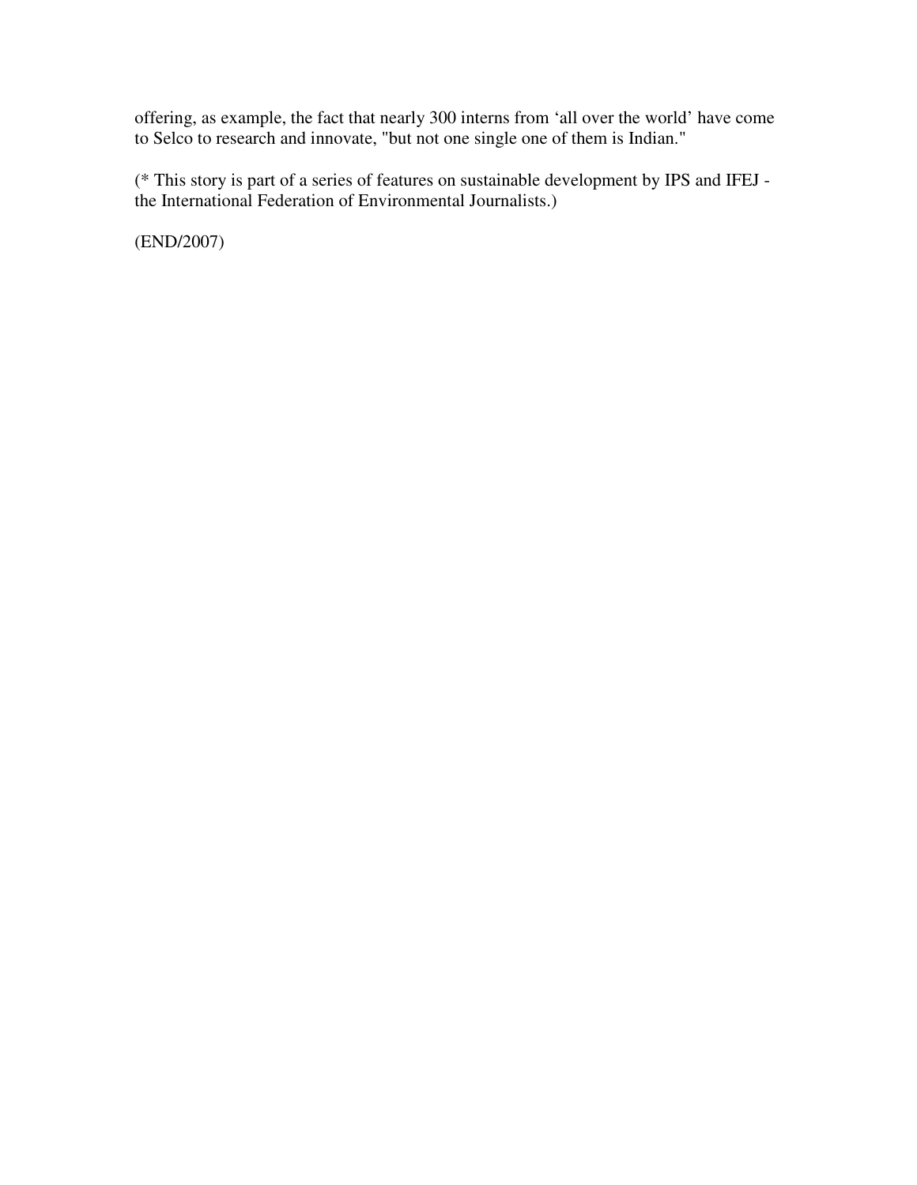offering, as example, the fact that nearly 300 interns from 'all over the world' have come to Selco to research and innovate, "but not one single one of them is Indian."

(* This story is part of a series of features on sustainable development by IPS and IFEJ - the International Federation of Environmental Journalists.)

(END/2007)